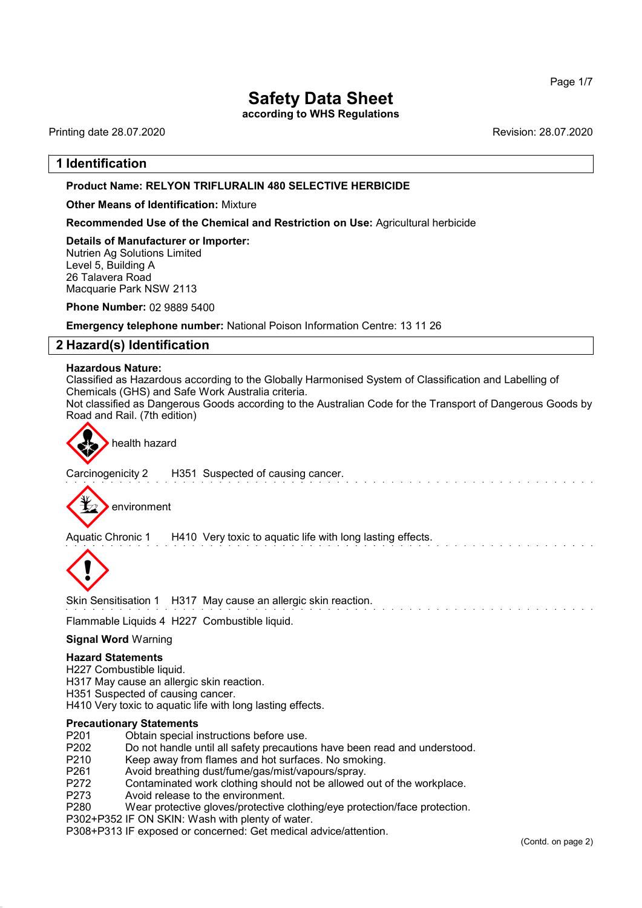# Safety Data Sheet

**according to WHS Regulations**

Printing date 28.07.2020 Revision: 28.07.2020

## 1 Identification

**Product Name: RELYON TRIFLURALIN 480 SELECTIVE HERBICIDE**

**Other Means of Identification:** Mixture

**Recommended Use of the Chemical and Restriction on Use:** Agricultural herbicide

**Details of Manufacturer or Importer:**
Nutrien Ag Solutions Limited
Level 5, Building A
26 Talavera Road
Macquarie Park NSW 2113

**Phone Number:** 02 9889 5400

**Emergency telephone number:** National Poison Information Centre: 13 11 26

## 2 Hazard(s) Identification

**Hazardous Nature:**
Classified as Hazardous according to the Globally Harmonised System of Classification and Labelling of Chemicals (GHS) and Safe Work Australia criteria.
Not classified as Dangerous Goods according to the Australian Code for the Transport of Dangerous Goods by Road and Rail. (7th edition)

health hazard

Carcinogenicity 2 H351 Suspected of causing cancer.

environment

Aquatic Chronic 1 H410 Very toxic to aquatic life with long lasting effects.

Skin Sensitisation 1 H317 May cause an allergic skin reaction.

Flammable Liquids 4 H227 Combustible liquid.

**Signal Word** Warning

**Hazard Statements**
H227 Combustible liquid.
H317 May cause an allergic skin reaction.
H351 Suspected of causing cancer.
H410 Very toxic to aquatic life with long lasting effects.

**Precautionary Statements**
P201 Obtain special instructions before use.
P202 Do not handle until all safety precautions have been read and understood.
P210 Keep away from flames and hot surfaces. No smoking.
P261 Avoid breathing dust/fume/gas/mist/vapours/spray.
P272 Contaminated work clothing should not be allowed out of the workplace.
P273 Avoid release to the environment.
P280 Wear protective gloves/protective clothing/eye protection/face protection.
P302+P352 IF ON SKIN: Wash with plenty of water.
P308+P313 IF exposed or concerned: Get medical advice/attention.

(Contd. on page 2)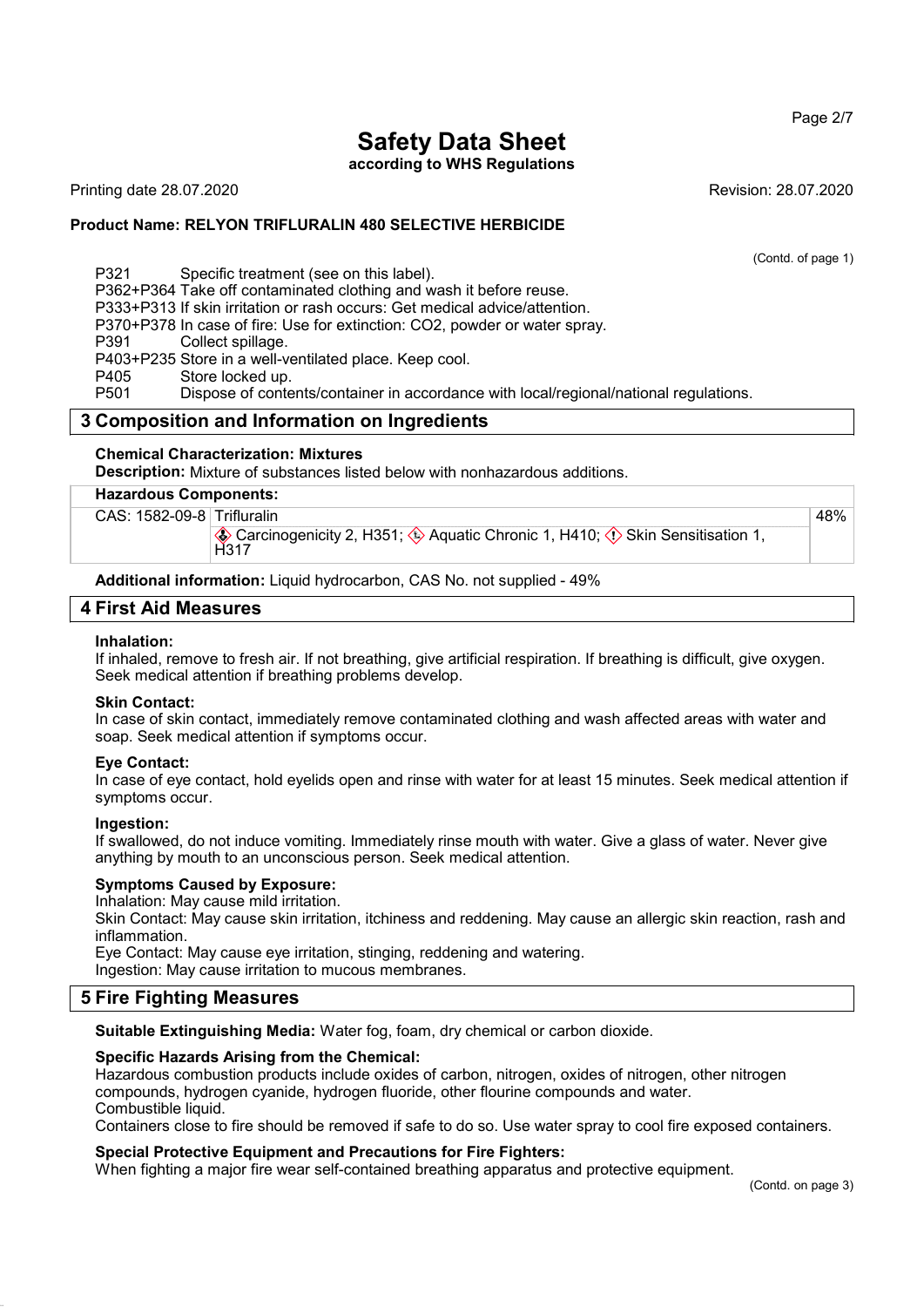**Safety Data Sheet**
**according to WHS Regulations**

Printing date 28.07.2020 Revision: 28.07.2020

**Product Name: RELYON TRIFLURALIN 480 SELECTIVE HERBICIDE**

(Contd. of page 1)

P321 Specific treatment (see on this label).
P362+P364 Take off contaminated clothing and wash it before reuse.
P333+P313 If skin irritation or rash occurs: Get medical advice/attention.
P370+P378 In case of fire: Use for extinction: CO2, powder or water spray.
P391 Collect spillage.
P403+P235 Store in a well-ventilated place. Keep cool.
P405 Store locked up.
P501 Dispose of contents/container in accordance with local/regional/national regulations.

## 3 Composition and Information on Ingredients

**Chemical Characterization: Mixtures**
**Description:** Mixture of substances listed below with nonhazardous additions.

| Hazardous Components: | | |
|---|---|---|
| CAS: 1582-09-8 | Trifluralin | 48% |
| | Carcinogenicity 2, H351; Aquatic Chronic 1, H410; Skin Sensitisation 1, H317 | |

**Additional information:** Liquid hydrocarbon, CAS No. not supplied - 49%

## 4 First Aid Measures

**Inhalation:**
If inhaled, remove to fresh air. If not breathing, give artificial respiration. If breathing is difficult, give oxygen. Seek medical attention if breathing problems develop.

**Skin Contact:**
In case of skin contact, immediately remove contaminated clothing and wash affected areas with water and soap. Seek medical attention if symptoms occur.

**Eye Contact:**
In case of eye contact, hold eyelids open and rinse with water for at least 15 minutes. Seek medical attention if symptoms occur.

**Ingestion:**
If swallowed, do not induce vomiting. Immediately rinse mouth with water. Give a glass of water. Never give anything by mouth to an unconscious person. Seek medical attention.

**Symptoms Caused by Exposure:**
Inhalation: May cause mild irritation.
Skin Contact: May cause skin irritation, itchiness and reddening. May cause an allergic skin reaction, rash and inflammation.
Eye Contact: May cause eye irritation, stinging, reddening and watering.
Ingestion: May cause irritation to mucous membranes.

## 5 Fire Fighting Measures

**Suitable Extinguishing Media:** Water fog, foam, dry chemical or carbon dioxide.

**Specific Hazards Arising from the Chemical:**
Hazardous combustion products include oxides of carbon, nitrogen, oxides of nitrogen, other nitrogen compounds, hydrogen cyanide, hydrogen fluoride, other flourine compounds and water.
Combustible liquid.
Containers close to fire should be removed if safe to do so. Use water spray to cool fire exposed containers.

**Special Protective Equipment and Precautions for Fire Fighters:**
When fighting a major fire wear self-contained breathing apparatus and protective equipment.

(Contd. on page 3)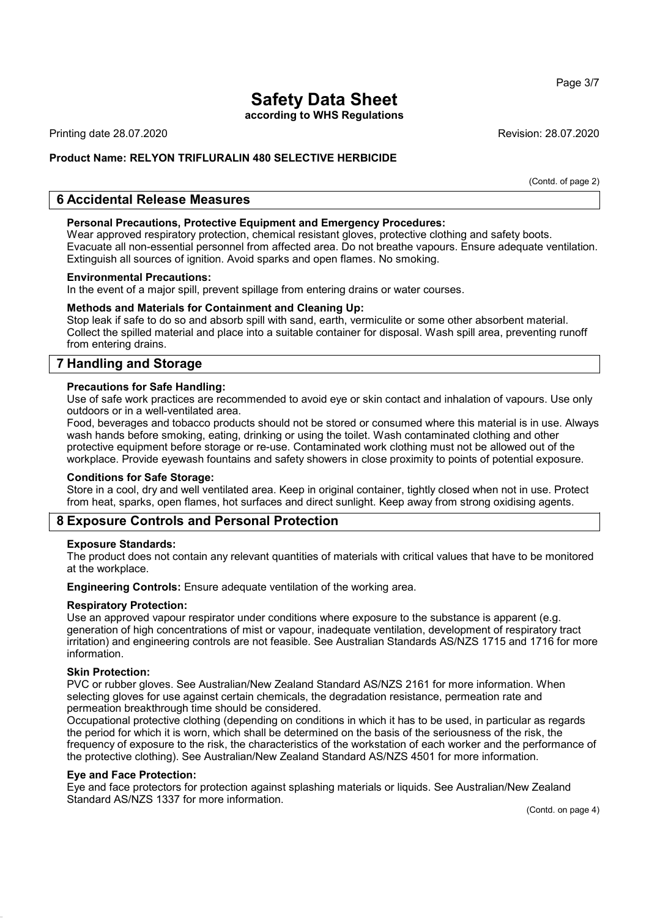# Safety Data Sheet

**according to WHS Regulations**

Printing date 28.07.2020 Revision: 28.07.2020

**Product Name: RELYON TRIFLURALIN 480 SELECTIVE HERBICIDE**

(Contd. of page 2)

## 6 Accidental Release Measures

**Personal Precautions, Protective Equipment and Emergency Procedures:**
Wear approved respiratory protection, chemical resistant gloves, protective clothing and safety boots. Evacuate all non-essential personnel from affected area. Do not breathe vapours. Ensure adequate ventilation. Extinguish all sources of ignition. Avoid sparks and open flames. No smoking.

**Environmental Precautions:**
In the event of a major spill, prevent spillage from entering drains or water courses.

**Methods and Materials for Containment and Cleaning Up:**
Stop leak if safe to do so and absorb spill with sand, earth, vermiculite or some other absorbent material. Collect the spilled material and place into a suitable container for disposal. Wash spill area, preventing runoff from entering drains.

## 7 Handling and Storage

**Precautions for Safe Handling:**
Use of safe work practices are recommended to avoid eye or skin contact and inhalation of vapours. Use only outdoors or in a well-ventilated area.
Food, beverages and tobacco products should not be stored or consumed where this material is in use. Always wash hands before smoking, eating, drinking or using the toilet. Wash contaminated clothing and other protective equipment before storage or re-use. Contaminated work clothing must not be allowed out of the workplace. Provide eyewash fountains and safety showers in close proximity to points of potential exposure.

**Conditions for Safe Storage:**
Store in a cool, dry and well ventilated area. Keep in original container, tightly closed when not in use. Protect from heat, sparks, open flames, hot surfaces and direct sunlight. Keep away from strong oxidising agents.

## 8 Exposure Controls and Personal Protection

**Exposure Standards:**
The product does not contain any relevant quantities of materials with critical values that have to be monitored at the workplace.

**Engineering Controls:** Ensure adequate ventilation of the working area.

**Respiratory Protection:**
Use an approved vapour respirator under conditions where exposure to the substance is apparent (e.g. generation of high concentrations of mist or vapour, inadequate ventilation, development of respiratory tract irritation) and engineering controls are not feasible. See Australian Standards AS/NZS 1715 and 1716 for more information.

**Skin Protection:**
PVC or rubber gloves. See Australian/New Zealand Standard AS/NZS 2161 for more information. When selecting gloves for use against certain chemicals, the degradation resistance, permeation rate and permeation breakthrough time should be considered.
Occupational protective clothing (depending on conditions in which it has to be used, in particular as regards the period for which it is worn, which shall be determined on the basis of the seriousness of the risk, the frequency of exposure to the risk, the characteristics of the workstation of each worker and the performance of the protective clothing). See Australian/New Zealand Standard AS/NZS 4501 for more information.

**Eye and Face Protection:**
Eye and face protectors for protection against splashing materials or liquids. See Australian/New Zealand Standard AS/NZS 1337 for more information.

(Contd. on page 4)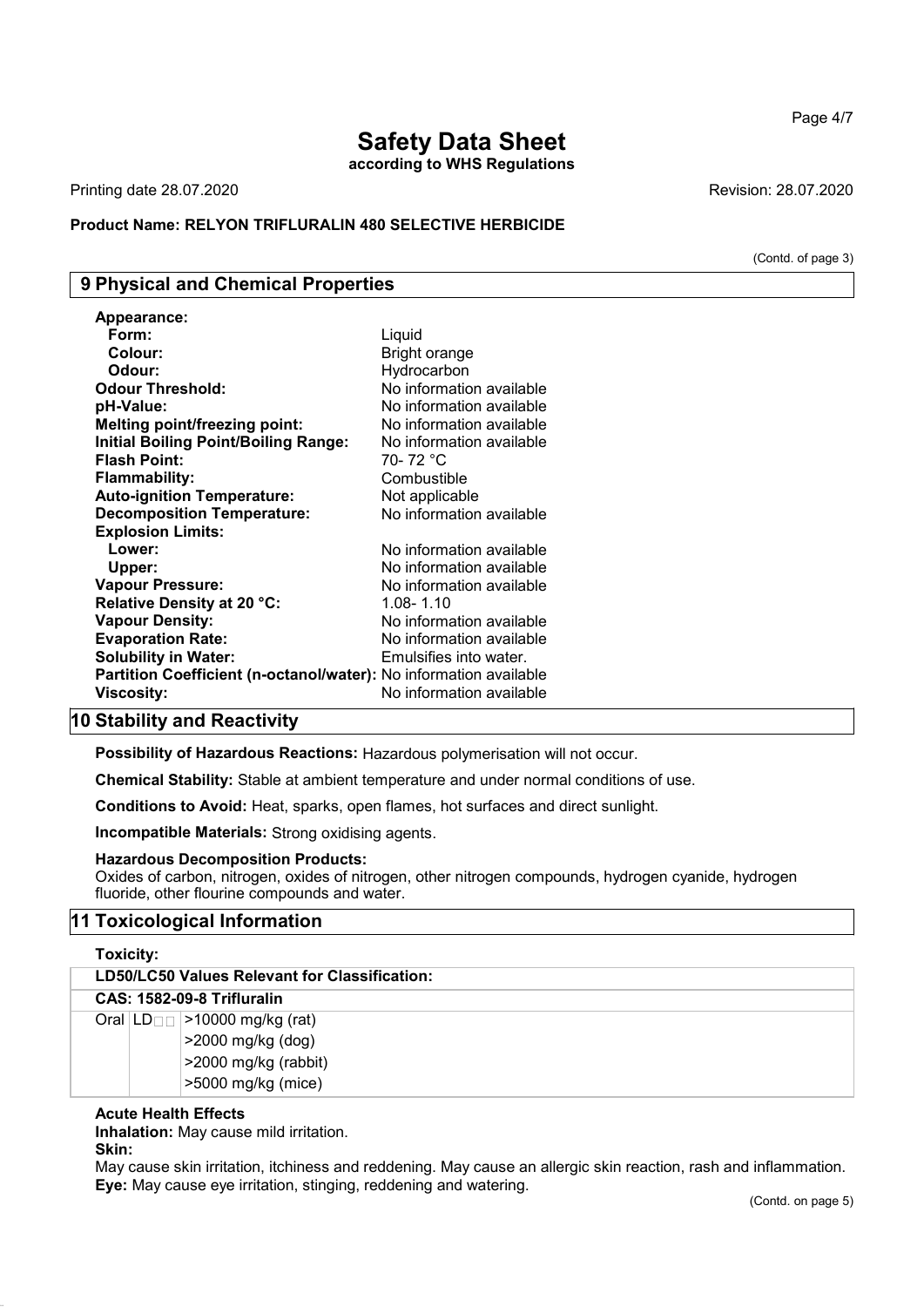# Safety Data Sheet

**according to WHS Regulations**

Printing date 28.07.2020 Revision: 28.07.2020

**Product Name: RELYON TRIFLURALIN 480 SELECTIVE HERBICIDE**

(Contd. of page 3)

## 9 Physical and Chemical Properties

| | |
|---|---|
| **Appearance:** | |
| **Form:** | Liquid |
| **Colour:** | Bright orange |
| **Odour:** | Hydrocarbon |
| **Odour Threshold:** | No information available |
| **pH-Value:** | No information available |
| **Melting point/freezing point:** | No information available |
| **Initial Boiling Point/Boiling Range:** | No information available |
| **Flash Point:** | 70- 72 °C |
| **Flammability:** | Combustible |
| **Auto-ignition Temperature:** | Not applicable |
| **Decomposition Temperature:** | No information available |
| **Explosion Limits:** | |
| **Lower:** | No information available |
| **Upper:** | No information available |
| **Vapour Pressure:** | No information available |
| **Relative Density at 20 °C:** | 1.08- 1.10 |
| **Vapour Density:** | No information available |
| **Evaporation Rate:** | No information available |
| **Solubility in Water:** | Emulsifies into water. |
| **Partition Coefficient (n-octanol/water):** | No information available |
| **Viscosity:** | No information available |

## 10 Stability and Reactivity

**Possibility of Hazardous Reactions:** Hazardous polymerisation will not occur.

**Chemical Stability:** Stable at ambient temperature and under normal conditions of use.

**Conditions to Avoid:** Heat, sparks, open flames, hot surfaces and direct sunlight.

**Incompatible Materials:** Strong oxidising agents.

**Hazardous Decomposition Products:**
Oxides of carbon, nitrogen, oxides of nitrogen, other nitrogen compounds, hydrogen cyanide, hydrogen fluoride, other flourine compounds and water.

## 11 Toxicological Information

**Toxicity:**

| **LD50/LC50 Values Relevant for Classification:** | | |
|---|---|---|
| **CAS: 1582-09-8 Trifluralin** | | |
| Oral | $LD_{50}$ | >10000 mg/kg (rat) |
| | | >2000 mg/kg (dog) |
| | | >2000 mg/kg (rabbit) |
| | | >5000 mg/kg (mice) |

**Acute Health Effects**

**Inhalation:** May cause mild irritation.

**Skin:**
May cause skin irritation, itchiness and reddening. May cause an allergic skin reaction, rash and inflammation.

**Eye:** May cause eye irritation, stinging, reddening and watering.

(Contd. on page 5)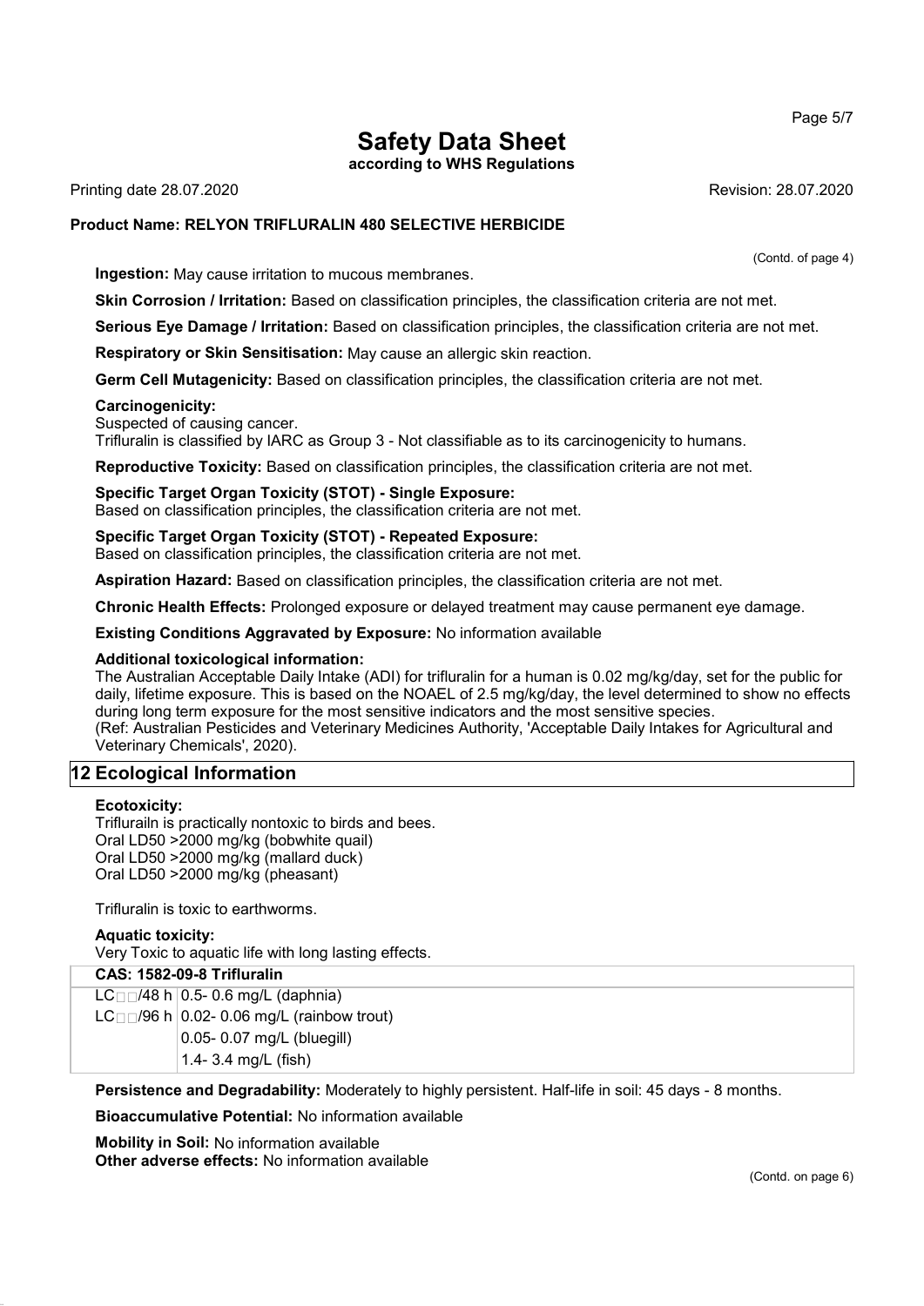**Ingestion:** May cause irritation to mucous membranes.

**Skin Corrosion / Irritation:** Based on classification principles, the classification criteria are not met.

**Serious Eye Damage / Irritation:** Based on classification principles, the classification criteria are not met.

**Respiratory or Skin Sensitisation:** May cause an allergic skin reaction.

**Germ Cell Mutagenicity:** Based on classification principles, the classification criteria are not met.

**Carcinogenicity:**
Suspected of causing cancer.
Trifluralin is classified by IARC as Group 3 - Not classifiable as to its carcinogenicity to humans.

**Reproductive Toxicity:** Based on classification principles, the classification criteria are not met.

**Specific Target Organ Toxicity (STOT) - Single Exposure:**
Based on classification principles, the classification criteria are not met.

**Specific Target Organ Toxicity (STOT) - Repeated Exposure:**
Based on classification principles, the classification criteria are not met.

**Aspiration Hazard:** Based on classification principles, the classification criteria are not met.

**Chronic Health Effects:** Prolonged exposure or delayed treatment may cause permanent eye damage.

**Existing Conditions Aggravated by Exposure:** No information available

**Additional toxicological information:**
The Australian Acceptable Daily Intake (ADI) for trifluralin for a human is 0.02 mg/kg/day, set for the public for daily, lifetime exposure. This is based on the NOAEL of 2.5 mg/kg/day, the level determined to show no effects during long term exposure for the most sensitive indicators and the most sensitive species.
(Ref: Australian Pesticides and Veterinary Medicines Authority, 'Acceptable Daily Intakes for Agricultural and Veterinary Chemicals', 2020).

## 12 Ecological Information

**Ecotoxicity:**
Triflurailn is practically nontoxic to birds and bees.
Oral LD50 >2000 mg/kg (bobwhite quail)
Oral LD50 >2000 mg/kg (mallard duck)
Oral LD50 >2000 mg/kg (pheasant)

Trifluralin is toxic to earthworms.

**Aquatic toxicity:**
Very Toxic to aquatic life with long lasting effects.

| **CAS: 1582-09-8 Trifluralin** | |
|---|---|
| $LC_{50}$/48 h | 0.5- 0.6 mg/L (daphnia) |
| $LC_{50}$/96 h | 0.02- 0.06 mg/L (rainbow trout) |
| | 0.05- 0.07 mg/L (bluegill) |
| | 1.4- 3.4 mg/L (fish) |

**Persistence and Degradability:** Moderately to highly persistent. Half-life in soil: 45 days - 8 months.

**Bioaccumulative Potential:** No information available

**Mobility in Soil:** No information available
**Other adverse effects:** No information available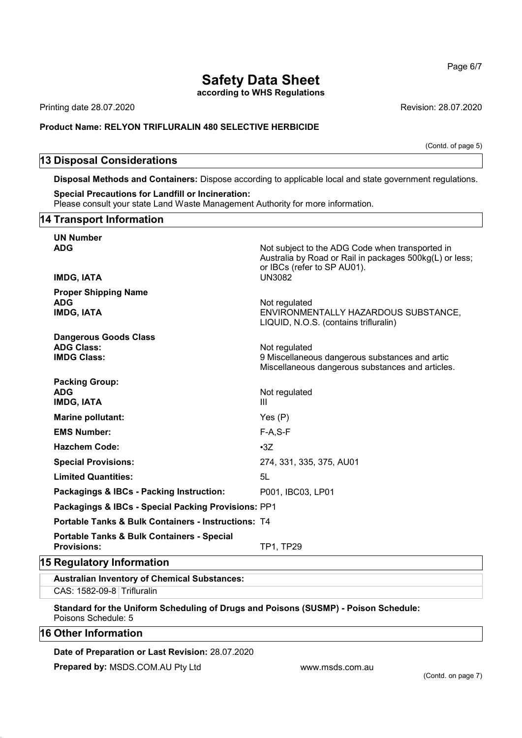(Contd. of page 5)

## 13 Disposal Considerations

**Disposal Methods and Containers:** Dispose according to applicable local and state government regulations.

**Special Precautions for Landfill or Incineration:**
Please consult your state Land Waste Management Authority for more information.

## 14 Transport Information

| | |
|---|---|
| **UN Number** | |
| **ADG** | Not subject to the ADG Code when transported in Australia by Road or Rail in packages 500kg(L) or less; or IBCs (refer to SP AU01). |
| **IMDG, IATA** | UN3082 |
| **Proper Shipping Name** | |
| **ADG** | Not regulated |
| **IMDG, IATA** | ENVIRONMENTALLY HAZARDOUS SUBSTANCE, LIQUID, N.O.S. (contains trifluralin) |
| **Dangerous Goods Class** | |
| **ADG Class:** | Not regulated |
| **IMDG Class:** | 9 Miscellaneous dangerous substances and artic Miscellaneous dangerous substances and articles. |
| **Packing Group:** | |
| **ADG** | Not regulated |
| **IMDG, IATA** | III |
| **Marine pollutant:** | Yes (P) |
| **EMS Number:** | F-A,S-F |
| **Hazchem Code:** | •3Z |
| **Special Provisions:** | 274, 331, 335, 375, AU01 |
| **Limited Quantities:** | 5L |
| **Packagings & IBCs - Packing Instruction:** | P001, IBC03, LP01 |
| **Packagings & IBCs - Special Packing Provisions:** | PP1 |
| **Portable Tanks & Bulk Containers - Instructions:** | T4 |
| **Portable Tanks & Bulk Containers - Special Provisions:** | TP1, TP29 |

## 15 Regulatory Information

**Australian Inventory of Chemical Substances:**

| | |
|---|---|
| CAS: 1582-09-8 | Trifluralin |

**Standard for the Uniform Scheduling of Drugs and Poisons (SUSMP) - Poison Schedule:**
Poisons Schedule: 5

## 16 Other Information

**Date of Preparation or Last Revision:** 28.07.2020

**Prepared by:** MSDS.COM.AU Pty Ltd www.msds.com.au

(Contd. on page 7)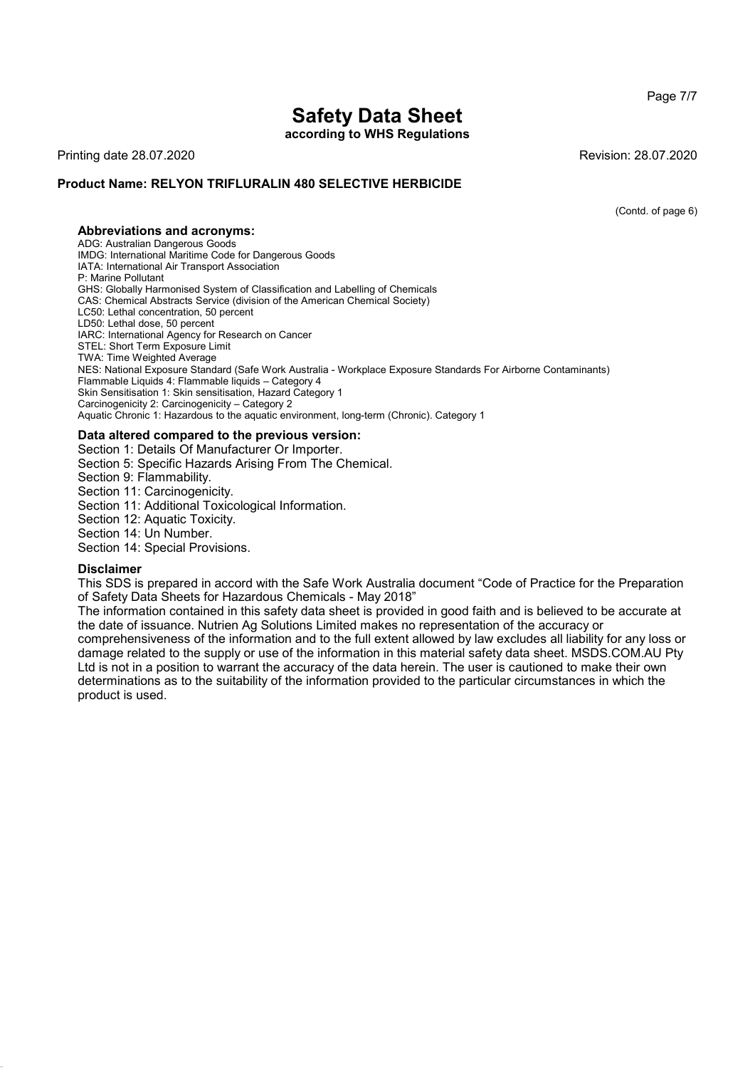# Safety Data Sheet

**according to WHS Regulations**

Printing date 28.07.2020 Revision: 28.07.2020

**Product Name: RELYON TRIFLURALIN 480 SELECTIVE HERBICIDE**

(Contd. of page 6)

### Abbreviations and acronyms:

ADG: Australian Dangerous Goods
IMDG: International Maritime Code for Dangerous Goods
IATA: International Air Transport Association
P: Marine Pollutant
GHS: Globally Harmonised System of Classification and Labelling of Chemicals
CAS: Chemical Abstracts Service (division of the American Chemical Society)
LC50: Lethal concentration, 50 percent
LD50: Lethal dose, 50 percent
IARC: International Agency for Research on Cancer
STEL: Short Term Exposure Limit
TWA: Time Weighted Average
NES: National Exposure Standard (Safe Work Australia - Workplace Exposure Standards For Airborne Contaminants)
Flammable Liquids 4: Flammable liquids – Category 4
Skin Sensitisation 1: Skin sensitisation, Hazard Category 1
Carcinogenicity 2: Carcinogenicity – Category 2
Aquatic Chronic 1: Hazardous to the aquatic environment, long-term (Chronic). Category 1

### Data altered compared to the previous version:

Section 1: Details Of Manufacturer Or Importer.
Section 5: Specific Hazards Arising From The Chemical.
Section 9: Flammability.
Section 11: Carcinogenicity.
Section 11: Additional Toxicological Information.
Section 12: Aquatic Toxicity.
Section 14: Un Number.
Section 14: Special Provisions.

### Disclaimer

This SDS is prepared in accord with the Safe Work Australia document "Code of Practice for the Preparation of Safety Data Sheets for Hazardous Chemicals - May 2018"
The information contained in this safety data sheet is provided in good faith and is believed to be accurate at the date of issuance. Nutrien Ag Solutions Limited makes no representation of the accuracy or comprehensiveness of the information and to the full extent allowed by law excludes all liability for any loss or damage related to the supply or use of the information in this material safety data sheet. MSDS.COM.AU Pty Ltd is not in a position to warrant the accuracy of the data herein. The user is cautioned to make their own determinations as to the suitability of the information provided to the particular circumstances in which the product is used.